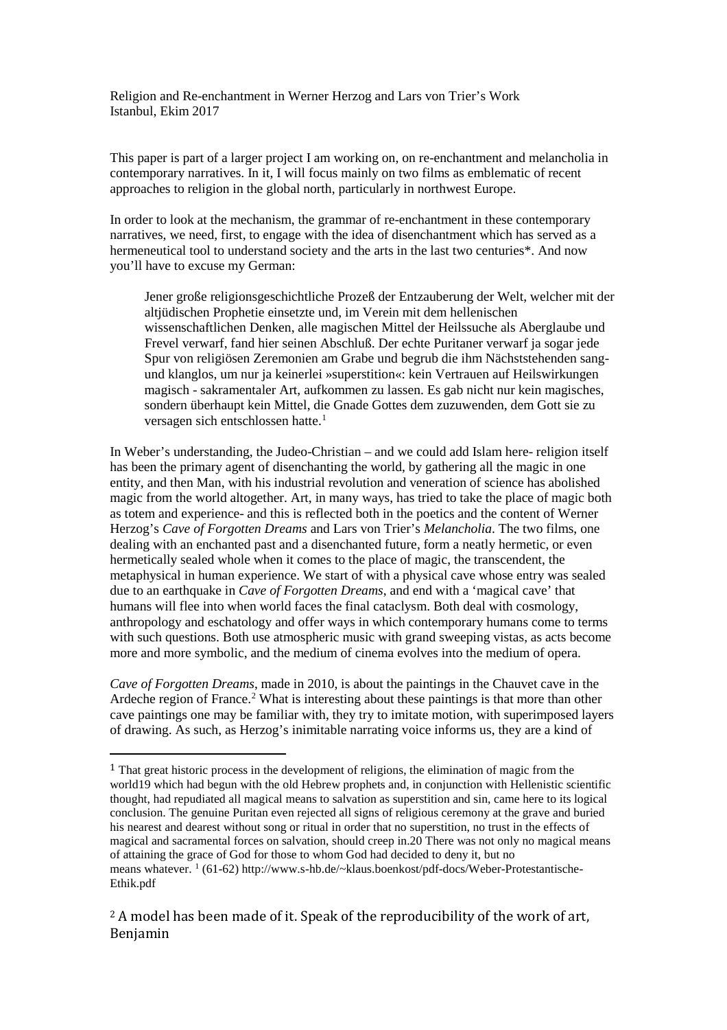Religion and Re-enchantment in Werner Herzog and Lars von Trier's Work
Istanbul, Ekim 2017

This paper is part of a larger project I am working on, on re-enchantment and melancholia in contemporary narratives. In it, I will focus mainly on two films as emblematic of recent approaches to religion in the global north, particularly in northwest Europe.

In order to look at the mechanism, the grammar of re-enchantment in these contemporary narratives, we need, first, to engage with the idea of disenchantment which has served as a hermeneutical tool to understand society and the arts in the last two centuries*. And now you'll have to excuse my German:

> Jener große religionsgeschichtliche Prozeß der Entzauberung der Welt, welcher mit der altjüdischen Prophetie einsetzte und, im Verein mit dem hellenischen wissenschaftlichen Denken, alle magischen Mittel der Heilssuche als Aberglaube und Frevel verwarf, fand hier seinen Abschluß. Der echte Puritaner verwarf ja sogar jede Spur von religiösen Zeremonien am Grabe und begrub die ihm Nächststehenden sang- und klanglos, um nur ja keinerlei »superstition«: kein Vertrauen auf Heilswirkungen magisch - sakramentaler Art, aufkommen zu lassen. Es gab nicht nur kein magisches, sondern überhaupt kein Mittel, die Gnade Gottes dem zuzuwenden, dem Gott sie zu versagen sich entschlossen hatte.[1]

In Weber's understanding, the Judeo-Christian – and we could add Islam here- religion itself has been the primary agent of disenchanting the world, by gathering all the magic in one entity, and then Man, with his industrial revolution and veneration of science has abolished magic from the world altogether. Art, in many ways, has tried to take the place of magic both as totem and experience- and this is reflected both in the poetics and the content of Werner Herzog's *Cave of Forgotten Dreams* and Lars von Trier's *Melancholia*. The two films, one dealing with an enchanted past and a disenchanted future, form a neatly hermetic, or even hermetically sealed whole when it comes to the place of magic, the transcendent, the metaphysical in human experience. We start of with a physical cave whose entry was sealed due to an earthquake in *Cave of Forgotten Dreams*, and end with a 'magical cave' that humans will flee into when world faces the final cataclysm. Both deal with cosmology, anthropology and eschatology and offer ways in which contemporary humans come to terms with such questions. Both use atmospheric music with grand sweeping vistas, as acts become more and more symbolic, and the medium of cinema evolves into the medium of opera.

*Cave of Forgotten Dreams*, made in 2010, is about the paintings in the Chauvet cave in the Ardeche region of France.[2] What is interesting about these paintings is that more than other cave paintings one may be familiar with, they try to imitate motion, with superimposed layers of drawing. As such, as Herzog's inimitable narrating voice informs us, they are a kind of

---

[1] That great historic process in the development of religions, the elimination of magic from the world19 which had begun with the old Hebrew prophets and, in conjunction with Hellenistic scientific thought, had repudiated all magical means to salvation as superstition and sin, came here to its logical conclusion. The genuine Puritan even rejected all signs of religious ceremony at the grave and buried his nearest and dearest without song or ritual in order that no superstition, no trust in the effects of magical and sacramental forces on salvation, should creep in.20 There was not only no magical means of attaining the grace of God for those to whom God had decided to deny it, but no means whatever. [1] (61-62) http://www.s-hb.de/~klaus.boenkost/pdf-docs/Weber-Protestantische-Ethik.pdf

[2] A model has been made of it. Speak of the reproducibility of the work of art, Benjamin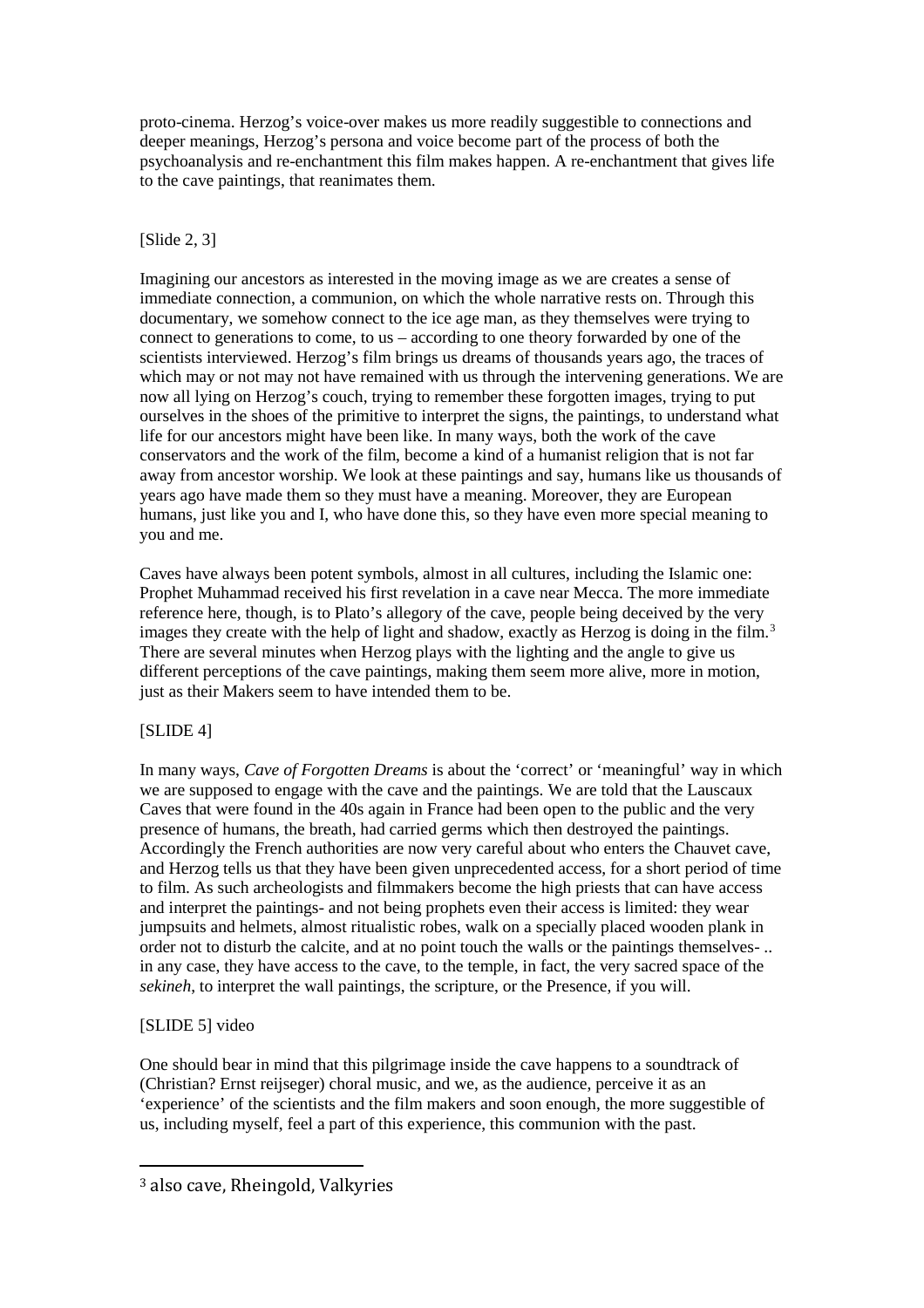proto-cinema. Herzog's voice-over makes us more readily suggestible to connections and deeper meanings, Herzog's persona and voice become part of the process of both the psychoanalysis and re-enchantment this film makes happen. A re-enchantment that gives life to the cave paintings, that reanimates them.

[Slide 2, 3]

Imagining our ancestors as interested in the moving image as we are creates a sense of immediate connection, a communion, on which the whole narrative rests on. Through this documentary, we somehow connect to the ice age man, as they themselves were trying to connect to generations to come, to us – according to one theory forwarded by one of the scientists interviewed. Herzog's film brings us dreams of thousands years ago, the traces of which may or not may not have remained with us through the intervening generations. We are now all lying on Herzog's couch, trying to remember these forgotten images, trying to put ourselves in the shoes of the primitive to interpret the signs, the paintings, to understand what life for our ancestors might have been like. In many ways, both the work of the cave conservators and the work of the film, become a kind of a humanist religion that is not far away from ancestor worship. We look at these paintings and say, humans like us thousands of years ago have made them so they must have a meaning. Moreover, they are European humans, just like you and I, who have done this, so they have even more special meaning to you and me.

Caves have always been potent symbols, almost in all cultures, including the Islamic one: Prophet Muhammad received his first revelation in a cave near Mecca. The more immediate reference here, though, is to Plato's allegory of the cave, people being deceived by the very images they create with the help of light and shadow, exactly as Herzog is doing in the film.[3] There are several minutes when Herzog plays with the lighting and the angle to give us different perceptions of the cave paintings, making them seem more alive, more in motion, just as their Makers seem to have intended them to be.

[SLIDE 4]

In many ways, *Cave of Forgotten Dreams* is about the 'correct' or 'meaningful' way in which we are supposed to engage with the cave and the paintings. We are told that the Lauscaux Caves that were found in the 40s again in France had been open to the public and the very presence of humans, the breath, had carried germs which then destroyed the paintings. Accordingly the French authorities are now very careful about who enters the Chauvet cave, and Herzog tells us that they have been given unprecedented access, for a short period of time to film. As such archeologists and filmmakers become the high priests that can have access and interpret the paintings- and not being prophets even their access is limited: they wear jumpsuits and helmets, almost ritualistic robes, walk on a specially placed wooden plank in order not to disturb the calcite, and at no point touch the walls or the paintings themselves- .. in any case, they have access to the cave, to the temple, in fact, the very sacred space of the *sekineh*, to interpret the wall paintings, the scripture, or the Presence, if you will.

[SLIDE 5] video

One should bear in mind that this pilgrimage inside the cave happens to a soundtrack of (Christian? Ernst reijseger) choral music, and we, as the audience, perceive it as an 'experience' of the scientists and the film makers and soon enough, the more suggestible of us, including myself, feel a part of this experience, this communion with the past.

---

[3] also cave, Rheingold, Valkyries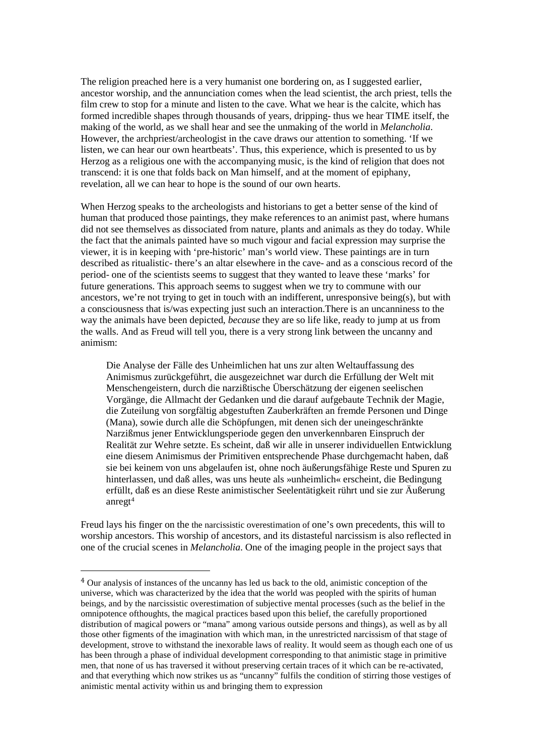The religion preached here is a very humanist one bordering on, as I suggested earlier, ancestor worship, and the annunciation comes when the lead scientist, the arch priest, tells the film crew to stop for a minute and listen to the cave. What we hear is the calcite, which has formed incredible shapes through thousands of years, dripping- thus we hear TIME itself, the making of the world, as we shall hear and see the unmaking of the world in *Melancholia*. However, the archpriest/archeologist in the cave draws our attention to something. 'If we listen, we can hear our own heartbeats'. Thus, this experience, which is presented to us by Herzog as a religious one with the accompanying music, is the kind of religion that does not transcend: it is one that folds back on Man himself, and at the moment of epiphany, revelation, all we can hear to hope is the sound of our own hearts.

When Herzog speaks to the archeologists and historians to get a better sense of the kind of human that produced those paintings, they make references to an animist past, where humans did not see themselves as dissociated from nature, plants and animals as they do today. While the fact that the animals painted have so much vigour and facial expression may surprise the viewer, it is in keeping with 'pre-historic' man's world view. These paintings are in turn described as ritualistic- there's an altar elsewhere in the cave- and as a conscious record of the period- one of the scientists seems to suggest that they wanted to leave these 'marks' for future generations. This approach seems to suggest when we try to commune with our ancestors, we're not trying to get in touch with an indifferent, unresponsive being(s), but with a consciousness that is/was expecting just such an interaction.There is an uncanniness to the way the animals have been depicted, *because* they are so life like, ready to jump at us from the walls. And as Freud will tell you, there is a very strong link between the uncanny and animism:

> Die Analyse der Fälle des Unheimlichen hat uns zur alten Weltauffassung des Animismus zurückgeführt, die ausgezeichnet war durch die Erfüllung der Welt mit Menschengeistern, durch die narzißtische Überschätzung der eigenen seelischen Vorgänge, die Allmacht der Gedanken und die darauf aufgebaute Technik der Magie, die Zuteilung von sorgfältig abgestuften Zauberkräften an fremde Personen und Dinge (Mana), sowie durch alle die Schöpfungen, mit denen sich der uneingeschränkte Narzißmus jener Entwicklungsperiode gegen den unverkennbaren Einspruch der Realität zur Wehre setzte. Es scheint, daß wir alle in unserer individuellen Entwicklung eine diesem Animismus der Primitiven entsprechende Phase durchgemacht haben, daß sie bei keinem von uns abgelaufen ist, ohne noch äußerungsfähige Reste und Spuren zu hinterlassen, und daß alles, was uns heute als »unheimlich« erscheint, die Bedingung erfüllt, daß es an diese Reste animistischer Seelentätigkeit rührt und sie zur Äußerung anregt[4]

Freud lays his finger on the the narcissistic overestimation of one's own precedents, this will to worship ancestors. This worship of ancestors, and its distasteful narcissism is also reflected in one of the crucial scenes in *Melancholia*. One of the imaging people in the project says that

---

[4] Our analysis of instances of the uncanny has led us back to the old, animistic conception of the universe, which was characterized by the idea that the world was peopled with the spirits of human beings, and by the narcissistic overestimation of subjective mental processes (such as the belief in the omnipotence ofthoughts, the magical practices based upon this belief, the carefully proportioned distribution of magical powers or "mana" among various outside persons and things), as well as by all those other figments of the imagination with which man, in the unrestricted narcissism of that stage of development, strove to withstand the inexorable laws of reality. It would seem as though each one of us has been through a phase of individual development corresponding to that animistic stage in primitive men, that none of us has traversed it without preserving certain traces of it which can be re-activated, and that everything which now strikes us as "uncanny" fulfils the condition of stirring those vestiges of animistic mental activity within us and bringing them to expression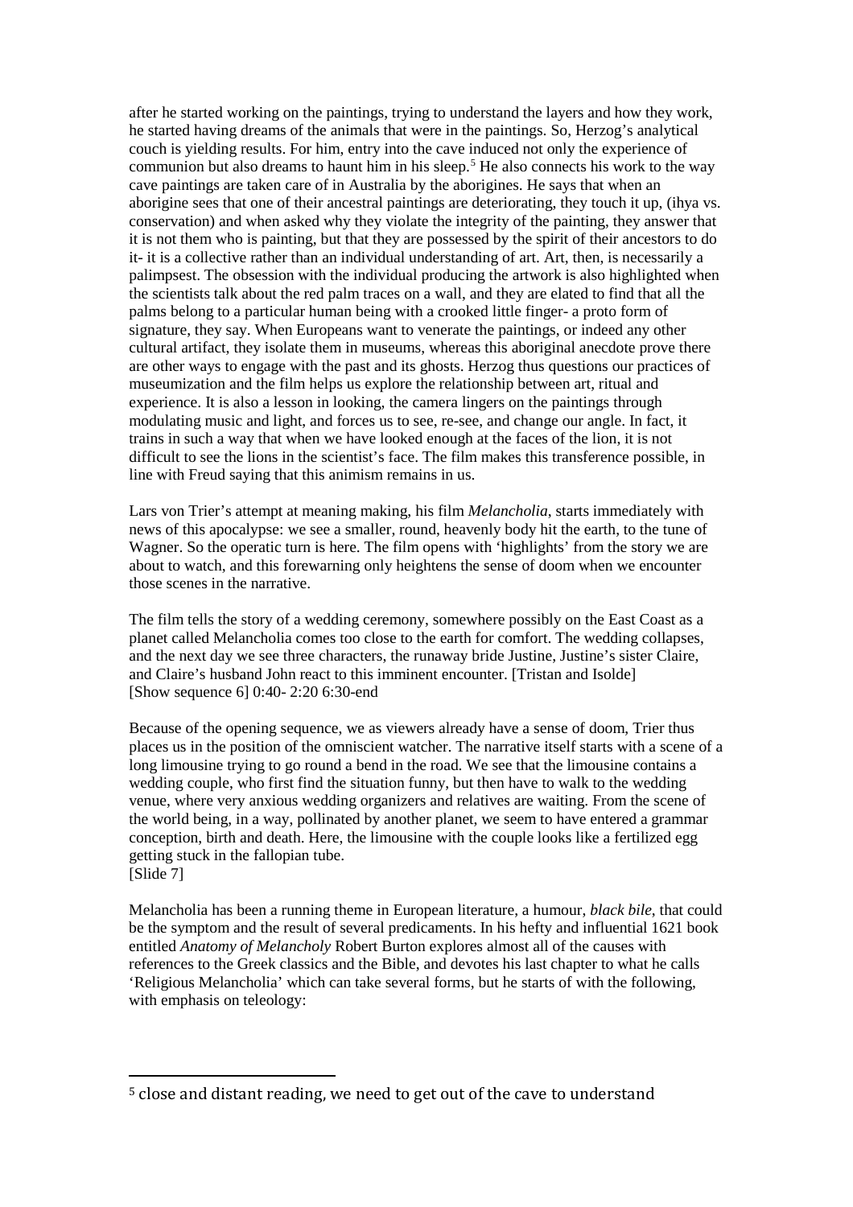after he started working on the paintings, trying to understand the layers and how they work, he started having dreams of the animals that were in the paintings. So, Herzog's analytical couch is yielding results. For him, entry into the cave induced not only the experience of communion but also dreams to haunt him in his sleep.[5] He also connects his work to the way cave paintings are taken care of in Australia by the aborigines. He says that when an aborigine sees that one of their ancestral paintings are deteriorating, they touch it up, (ihya vs. conservation) and when asked why they violate the integrity of the painting, they answer that it is not them who is painting, but that they are possessed by the spirit of their ancestors to do it- it is a collective rather than an individual understanding of art. Art, then, is necessarily a palimpsest. The obsession with the individual producing the artwork is also highlighted when the scientists talk about the red palm traces on a wall, and they are elated to find that all the palms belong to a particular human being with a crooked little finger- a proto form of signature, they say. When Europeans want to venerate the paintings, or indeed any other cultural artifact, they isolate them in museums, whereas this aboriginal anecdote prove there are other ways to engage with the past and its ghosts. Herzog thus questions our practices of museumization and the film helps us explore the relationship between art, ritual and experience. It is also a lesson in looking, the camera lingers on the paintings through modulating music and light, and forces us to see, re-see, and change our angle. In fact, it trains in such a way that when we have looked enough at the faces of the lion, it is not difficult to see the lions in the scientist's face. The film makes this transference possible, in line with Freud saying that this animism remains in us.

Lars von Trier's attempt at meaning making, his film *Melancholia*, starts immediately with news of this apocalypse: we see a smaller, round, heavenly body hit the earth, to the tune of Wagner. So the operatic turn is here. The film opens with 'highlights' from the story we are about to watch, and this forewarning only heightens the sense of doom when we encounter those scenes in the narrative.

The film tells the story of a wedding ceremony, somewhere possibly on the East Coast as a planet called Melancholia comes too close to the earth for comfort. The wedding collapses, and the next day we see three characters, the runaway bride Justine, Justine's sister Claire, and Claire's husband John react to this imminent encounter. [Tristan and Isolde]
[Show sequence 6] 0:40- 2:20 6:30-end

Because of the opening sequence, we as viewers already have a sense of doom, Trier thus places us in the position of the omniscient watcher. The narrative itself starts with a scene of a long limousine trying to go round a bend in the road. We see that the limousine contains a wedding couple, who first find the situation funny, but then have to walk to the wedding venue, where very anxious wedding organizers and relatives are waiting. From the scene of the world being, in a way, pollinated by another planet, we seem to have entered a grammar conception, birth and death. Here, the limousine with the couple looks like a fertilized egg getting stuck in the fallopian tube.
[Slide 7]

Melancholia has been a running theme in European literature, a humour, *black bile*, that could be the symptom and the result of several predicaments. In his hefty and influential 1621 book entitled *Anatomy of Melancholy* Robert Burton explores almost all of the causes with references to the Greek classics and the Bible, and devotes his last chapter to what he calls 'Religious Melancholia' which can take several forms, but he starts of with the following, with emphasis on teleology:

---

[5] close and distant reading, we need to get out of the cave to understand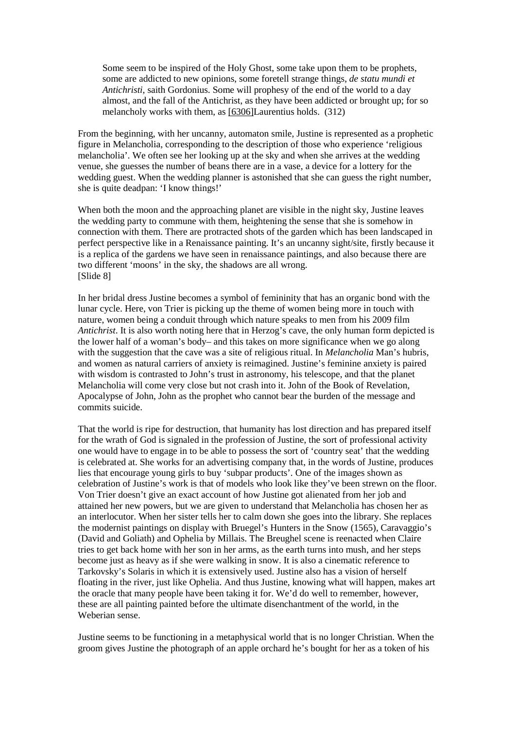> Some seem to be inspired of the Holy Ghost, some take upon them to be prophets, some are addicted to new opinions, some foretell strange things, *de statu mundi et Antichristi*, saith Gordonius. Some will prophesy of the end of the world to a day almost, and the fall of the Antichrist, as they have been addicted or brought up; for so melancholy works with them, as [6306]Laurentius holds. (312)

From the beginning, with her uncanny, automaton smile, Justine is represented as a prophetic figure in Melancholia, corresponding to the description of those who experience 'religious melancholia'. We often see her looking up at the sky and when she arrives at the wedding venue, she guesses the number of beans there are in a vase, a device for a lottery for the wedding guest. When the wedding planner is astonished that she can guess the right number, she is quite deadpan: 'I know things!'

When both the moon and the approaching planet are visible in the night sky, Justine leaves the wedding party to commune with them, heightening the sense that she is somehow in connection with them. There are protracted shots of the garden which has been landscaped in perfect perspective like in a Renaissance painting. It's an uncanny sight/site, firstly because it is a replica of the gardens we have seen in renaissance paintings, and also because there are two different 'moons' in the sky, the shadows are all wrong.
[Slide 8]

In her bridal dress Justine becomes a symbol of femininity that has an organic bond with the lunar cycle. Here, von Trier is picking up the theme of women being more in touch with nature, women being a conduit through which nature speaks to men from his 2009 film *Antichrist*. It is also worth noting here that in Herzog's cave, the only human form depicted is the lower half of a woman's body– and this takes on more significance when we go along with the suggestion that the cave was a site of religious ritual. In *Melancholia* Man's hubris, and women as natural carriers of anxiety is reimagined. Justine's feminine anxiety is paired with wisdom is contrasted to John's trust in astronomy, his telescope, and that the planet Melancholia will come very close but not crash into it. John of the Book of Revelation, Apocalypse of John, John as the prophet who cannot bear the burden of the message and commits suicide.

That the world is ripe for destruction, that humanity has lost direction and has prepared itself for the wrath of God is signaled in the profession of Justine, the sort of professional activity one would have to engage in to be able to possess the sort of 'country seat' that the wedding is celebrated at. She works for an advertising company that, in the words of Justine, produces lies that encourage young girls to buy 'subpar products'. One of the images shown as celebration of Justine's work is that of models who look like they've been strewn on the floor. Von Trier doesn't give an exact account of how Justine got alienated from her job and attained her new powers, but we are given to understand that Melancholia has chosen her as an interlocutor. When her sister tells her to calm down she goes into the library. She replaces the modernist paintings on display with Bruegel's Hunters in the Snow (1565), Caravaggio's (David and Goliath) and Ophelia by Millais. The Breughel scene is reenacted when Claire tries to get back home with her son in her arms, as the earth turns into mush, and her steps become just as heavy as if she were walking in snow. It is also a cinematic reference to Tarkovsky's Solaris in which it is extensively used. Justine also has a vision of herself floating in the river, just like Ophelia. And thus Justine, knowing what will happen, makes art the oracle that many people have been taking it for. We'd do well to remember, however, these are all painting painted before the ultimate disenchantment of the world, in the Weberian sense.

Justine seems to be functioning in a metaphysical world that is no longer Christian. When the groom gives Justine the photograph of an apple orchard he's bought for her as a token of his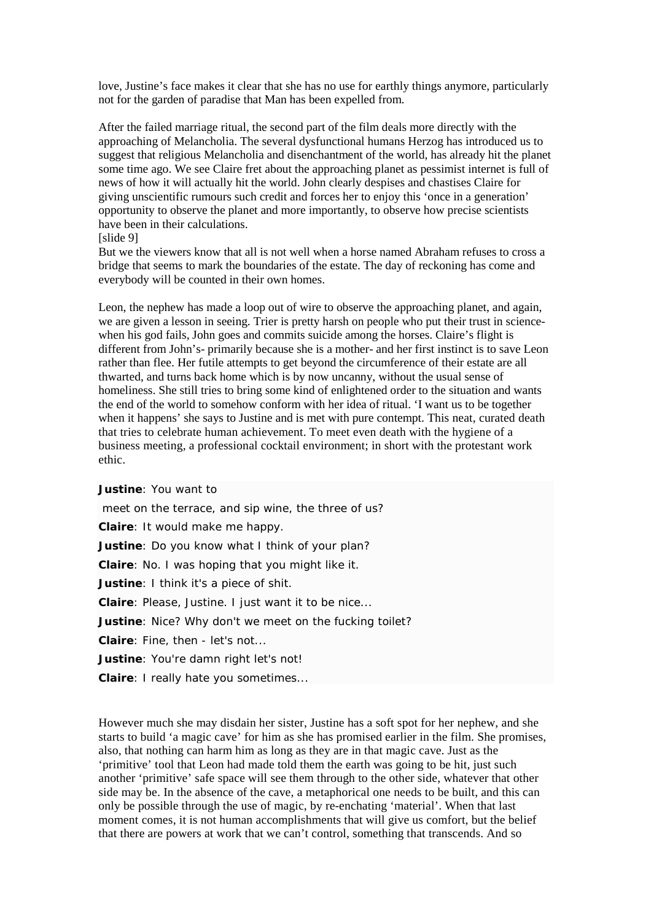love, Justine's face makes it clear that she has no use for earthly things anymore, particularly not for the garden of paradise that Man has been expelled from.

After the failed marriage ritual, the second part of the film deals more directly with the approaching of Melancholia. The several dysfunctional humans Herzog has introduced us to suggest that religious Melancholia and disenchantment of the world, has already hit the planet some time ago. We see Claire fret about the approaching planet as pessimist internet is full of news of how it will actually hit the world. John clearly despises and chastises Claire for giving unscientific rumours such credit and forces her to enjoy this 'once in a generation' opportunity to observe the planet and more importantly, to observe how precise scientists have been in their calculations.
[slide 9]
But we the viewers know that all is not well when a horse named Abraham refuses to cross a bridge that seems to mark the boundaries of the estate. The day of reckoning has come and everybody will be counted in their own homes.

Leon, the nephew has made a loop out of wire to observe the approaching planet, and again, we are given a lesson in seeing. Trier is pretty harsh on people who put their trust in science- when his god fails, John goes and commits suicide among the horses. Claire's flight is different from John's- primarily because she is a mother- and her first instinct is to save Leon rather than flee. Her futile attempts to get beyond the circumference of their estate are all thwarted, and turns back home which is by now uncanny, without the usual sense of homeliness. She still tries to bring some kind of enlightened order to the situation and wants the end of the world to somehow conform with her idea of ritual. 'I want us to be together when it happens' she says to Justine and is met with pure contempt. This neat, curated death that tries to celebrate human achievement. To meet even death with the hygiene of a business meeting, a professional cocktail environment; in short with the protestant work ethic.

**Justine**: You want to
meet on the terrace, and sip wine, the three of us?
**Claire**: It would make me happy.
**Justine**: Do you know what I think of your plan?
**Claire**: No. I was hoping that you might like it.
**Justine**: I think it's a piece of shit.
**Claire**: Please, Justine. I just want it to be nice...
**Justine**: Nice? Why don't we meet on the fucking toilet?
**Claire**: Fine, then - let's not...
**Justine**: You're damn right let's not!
**Claire**: I really hate you sometimes...

However much she may disdain her sister, Justine has a soft spot for her nephew, and she starts to build 'a magic cave' for him as she has promised earlier in the film. She promises, also, that nothing can harm him as long as they are in that magic cave. Just as the 'primitive' tool that Leon had made told them the earth was going to be hit, just such another 'primitive' safe space will see them through to the other side, whatever that other side may be. In the absence of the cave, a metaphorical one needs to be built, and this can only be possible through the use of magic, by re-enchating 'material'. When that last moment comes, it is not human accomplishments that will give us comfort, but the belief that there are powers at work that we can't control, something that transcends. And so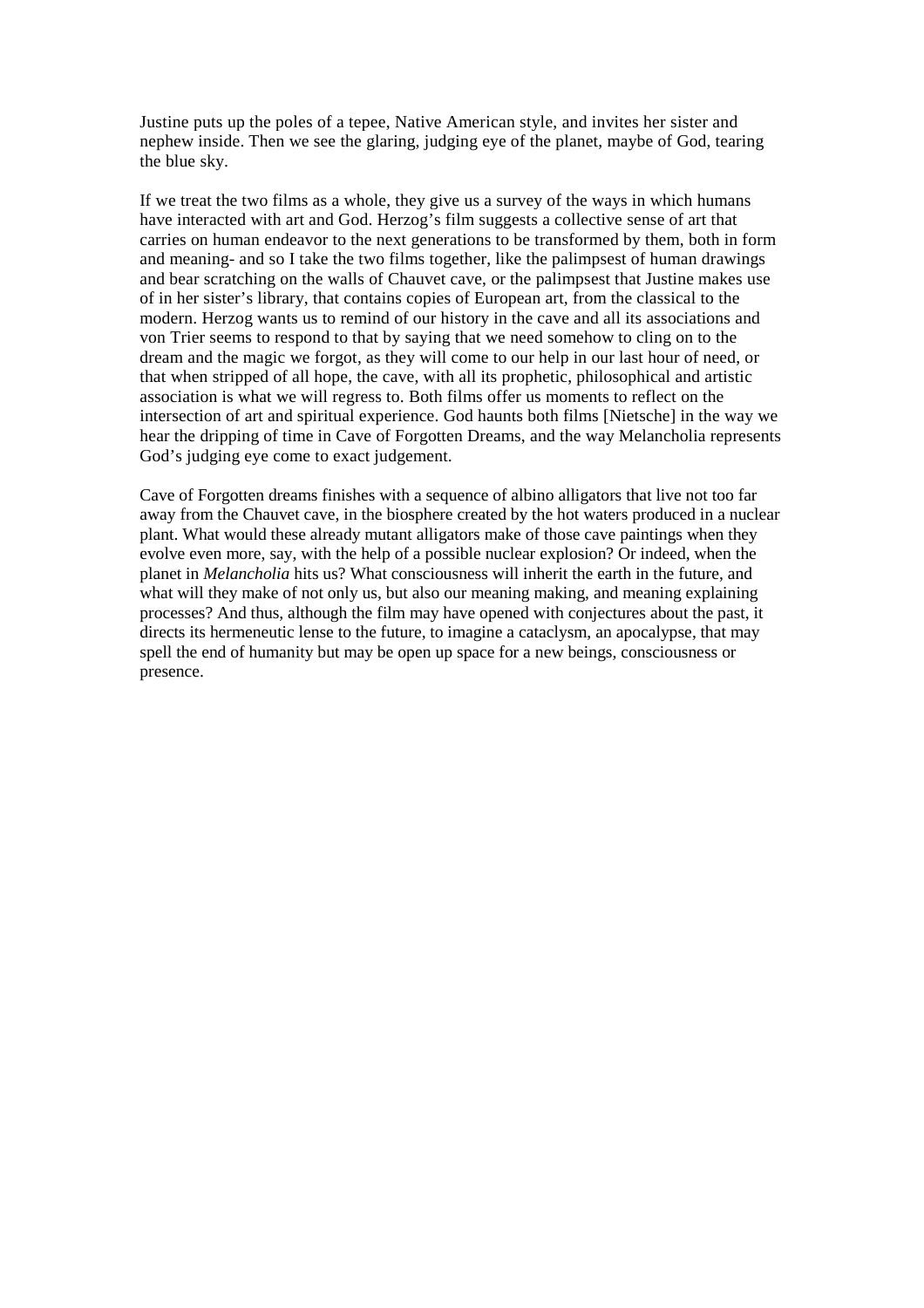Justine puts up the poles of a tepee, Native American style, and invites her sister and nephew inside. Then we see the glaring, judging eye of the planet, maybe of God, tearing the blue sky.

If we treat the two films as a whole, they give us a survey of the ways in which humans have interacted with art and God. Herzog's film suggests a collective sense of art that carries on human endeavor to the next generations to be transformed by them, both in form and meaning- and so I take the two films together, like the palimpsest of human drawings and bear scratching on the walls of Chauvet cave, or the palimpsest that Justine makes use of in her sister's library, that contains copies of European art, from the classical to the modern. Herzog wants us to remind of our history in the cave and all its associations and von Trier seems to respond to that by saying that we need somehow to cling on to the dream and the magic we forgot, as they will come to our help in our last hour of need, or that when stripped of all hope, the cave, with all its prophetic, philosophical and artistic association is what we will regress to. Both films offer us moments to reflect on the intersection of art and spiritual experience. God haunts both films [Nietsche] in the way we hear the dripping of time in Cave of Forgotten Dreams, and the way Melancholia represents God's judging eye come to exact judgement.

Cave of Forgotten dreams finishes with a sequence of albino alligators that live not too far away from the Chauvet cave, in the biosphere created by the hot waters produced in a nuclear plant. What would these already mutant alligators make of those cave paintings when they evolve even more, say, with the help of a possible nuclear explosion? Or indeed, when the planet in *Melancholia* hits us? What consciousness will inherit the earth in the future, and what will they make of not only us, but also our meaning making, and meaning explaining processes? And thus, although the film may have opened with conjectures about the past, it directs its hermeneutic lense to the future, to imagine a cataclysm, an apocalypse, that may spell the end of humanity but may be open up space for a new beings, consciousness or presence.